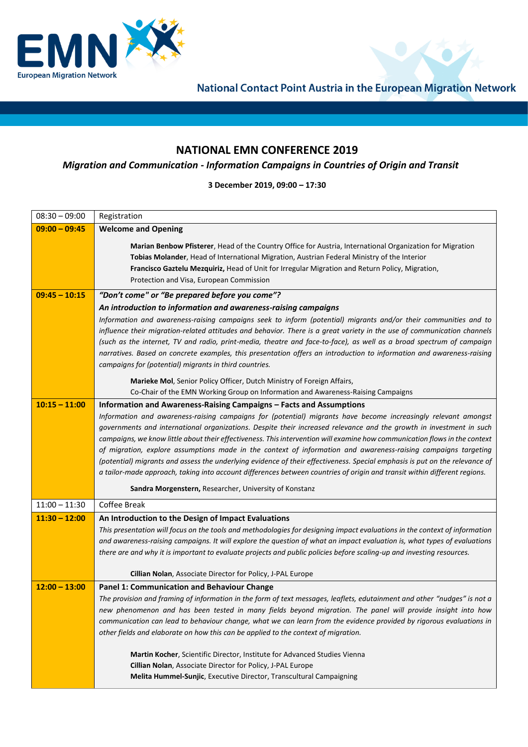European Migration Network

National Contact Point Austria in the European Migration Network

# NATIONAL EMN CONFERENCE 2019

## *Migration and Communication - Information Campaigns in Countries of Origin and Transit*

**3 December 2019, 09:00 – 17:30**

| Time | Programme |
|---|---|
| 08:30 – 09:00 | Registration |
| **09:00 – 09:45** | **Welcome and Opening**<br><br>**Marian Benbow Pfisterer**, Head of the Country Office for Austria, International Organization for Migration<br>**Tobias Molander**, Head of International Migration, Austrian Federal Ministry of the Interior<br>**Francisco Gaztelu Mezquiriz,** Head of Unit for Irregular Migration and Return Policy, Migration, Protection and Visa, European Commission |
| **09:45 – 10:15** | ***"Don't come" or "Be prepared before you come"?***<br>***An introduction to information and awareness-raising campaigns***<br>*Information and awareness-raising campaigns seek to inform (potential) migrants and/or their communities and to influence their migration-related attitudes and behavior. There is a great variety in the use of communication channels (such as the internet, TV and radio, print-media, theatre and face-to-face), as well as a broad spectrum of campaign narratives. Based on concrete examples, this presentation offers an introduction to information and awareness-raising campaigns for (potential) migrants in third countries.*<br><br>**Marieke Mol**, Senior Policy Officer, Dutch Ministry of Foreign Affairs,<br>Co-Chair of the EMN Working Group on Information and Awareness-Raising Campaigns |
| **10:15 – 11:00** | **Information and Awareness-Raising Campaigns – Facts and Assumptions**<br>*Information and awareness-raising campaigns for (potential) migrants have become increasingly relevant amongst governments and international organizations. Despite their increased relevance and the growth in investment in such campaigns, we know little about their effectiveness. This intervention will examine how communication flows in the context of migration, explore assumptions made in the context of information and awareness-raising campaigns targeting (potential) migrants and assess the underlying evidence of their effectiveness. Special emphasis is put on the relevance of a tailor-made approach, taking into account differences between countries of origin and transit within different regions.*<br><br>**Sandra Morgenstern,** Researcher, University of Konstanz |
| 11:00 – 11:30 | Coffee Break |
| **11:30 – 12:00** | **An Introduction to the Design of Impact Evaluations**<br>*This presentation will focus on the tools and methodologies for designing impact evaluations in the context of information and awareness-raising campaigns. It will explore the question of what an impact evaluation is, what types of evaluations there are and why it is important to evaluate projects and public policies before scaling-up and investing resources.*<br><br>**Cillian Nolan**, Associate Director for Policy, J-PAL Europe |
| **12:00 – 13:00** | **Panel 1: Communication and Behaviour Change**<br>*The provision and framing of information in the form of text messages, leaflets, edutainment and other "nudges" is not a new phenomenon and has been tested in many fields beyond migration. The panel will provide insight into how communication can lead to behaviour change, what we can learn from the evidence provided by rigorous evaluations in other fields and elaborate on how this can be applied to the context of migration.*<br><br>**Martin Kocher**, Scientific Director, Institute for Advanced Studies Vienna<br>**Cillian Nolan**, Associate Director for Policy, J-PAL Europe<br>**Melita Hummel-Sunjic**, Executive Director, Transcultural Campaigning |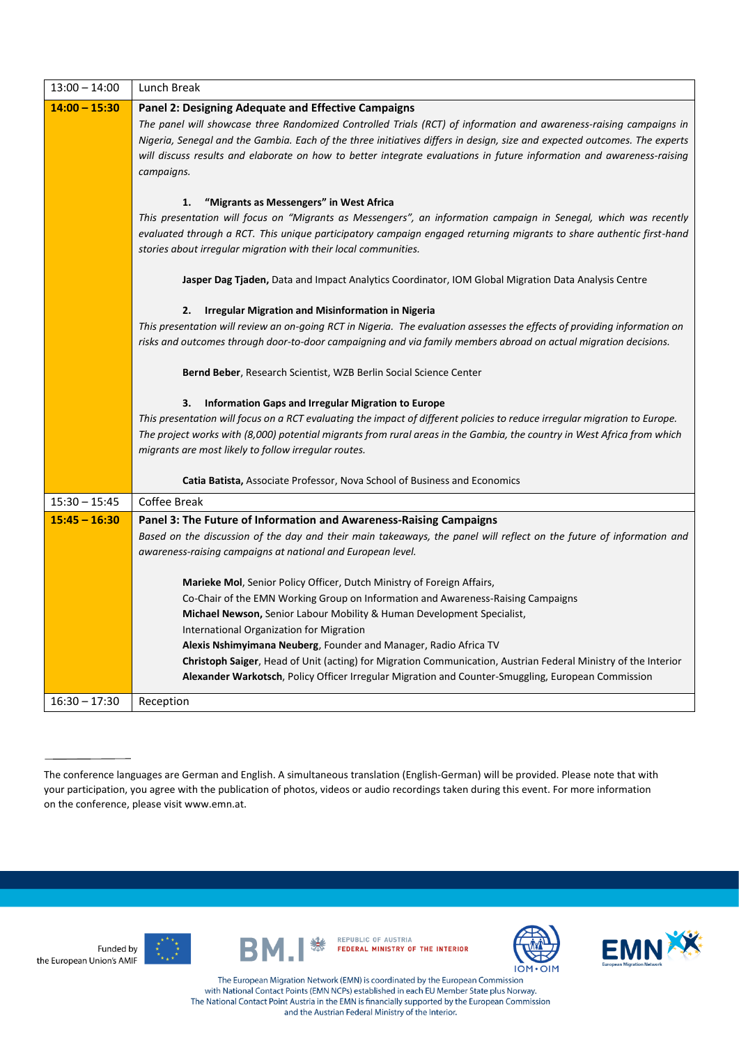| | |
|---|---|
| 13:00 – 14:00 | Lunch Break |
| **14:00 – 15:30** | **Panel 2: Designing Adequate and Effective Campaigns**<br>*The panel will showcase three Randomized Controlled Trials (RCT) of information and awareness-raising campaigns in Nigeria, Senegal and the Gambia. Each of the three initiatives differs in design, size and expected outcomes. The experts will discuss results and elaborate on how to better integrate evaluations in future information and awareness-raising campaigns.*<br><br>**1. "Migrants as Messengers" in West Africa**<br>*This presentation will focus on "Migrants as Messengers", an information campaign in Senegal, which was recently evaluated through a RCT. This unique participatory campaign engaged returning migrants to share authentic first-hand stories about irregular migration with their local communities.*<br><br>**Jasper Dag Tjaden,** Data and Impact Analytics Coordinator, IOM Global Migration Data Analysis Centre<br><br>**2. Irregular Migration and Misinformation in Nigeria**<br>*This presentation will review an on-going RCT in Nigeria. The evaluation assesses the effects of providing information on risks and outcomes through door-to-door campaigning and via family members abroad on actual migration decisions.*<br><br>**Bernd Beber**, Research Scientist, WZB Berlin Social Science Center<br><br>**3. Information Gaps and Irregular Migration to Europe**<br>*This presentation will focus on a RCT evaluating the impact of different policies to reduce irregular migration to Europe. The project works with (8,000) potential migrants from rural areas in the Gambia, the country in West Africa from which migrants are most likely to follow irregular routes.*<br><br>**Catia Batista,** Associate Professor, Nova School of Business and Economics |
| 15:30 – 15:45 | Coffee Break |
| **15:45 – 16:30** | **Panel 3: The Future of Information and Awareness-Raising Campaigns**<br>*Based on the discussion of the day and their main takeaways, the panel will reflect on the future of information and awareness-raising campaigns at national and European level.*<br><br>**Marieke Mol**, Senior Policy Officer, Dutch Ministry of Foreign Affairs,<br>Co-Chair of the EMN Working Group on Information and Awareness-Raising Campaigns<br>**Michael Newson,** Senior Labour Mobility & Human Development Specialist,<br>International Organization for Migration<br>**Alexis Nshimyimana Neuberg**, Founder and Manager, Radio Africa TV<br>**Christoph Saiger**, Head of Unit (acting) for Migration Communication, Austrian Federal Ministry of the Interior<br>**Alexander Warkotsch**, Policy Officer Irregular Migration and Counter-Smuggling, European Commission |
| 16:30 – 17:30 | Reception |

The conference languages are German and English. A simultaneous translation (English-German) will be provided. Please note that with your participation, you agree with the publication of photos, videos or audio recordings taken during this event. For more information on the conference, please visit www.emn.at.

Funded by the European Union's AMIF

REPUBLIC OF AUSTRIA FEDERAL MINISTRY OF THE INTERIOR

The European Migration Network (EMN) is coordinated by the European Commission with National Contact Points (EMN NCPs) established in each EU Member State plus Norway. The National Contact Point Austria in the EMN is financially supported by the European Commission and the Austrian Federal Ministry of the Interior.